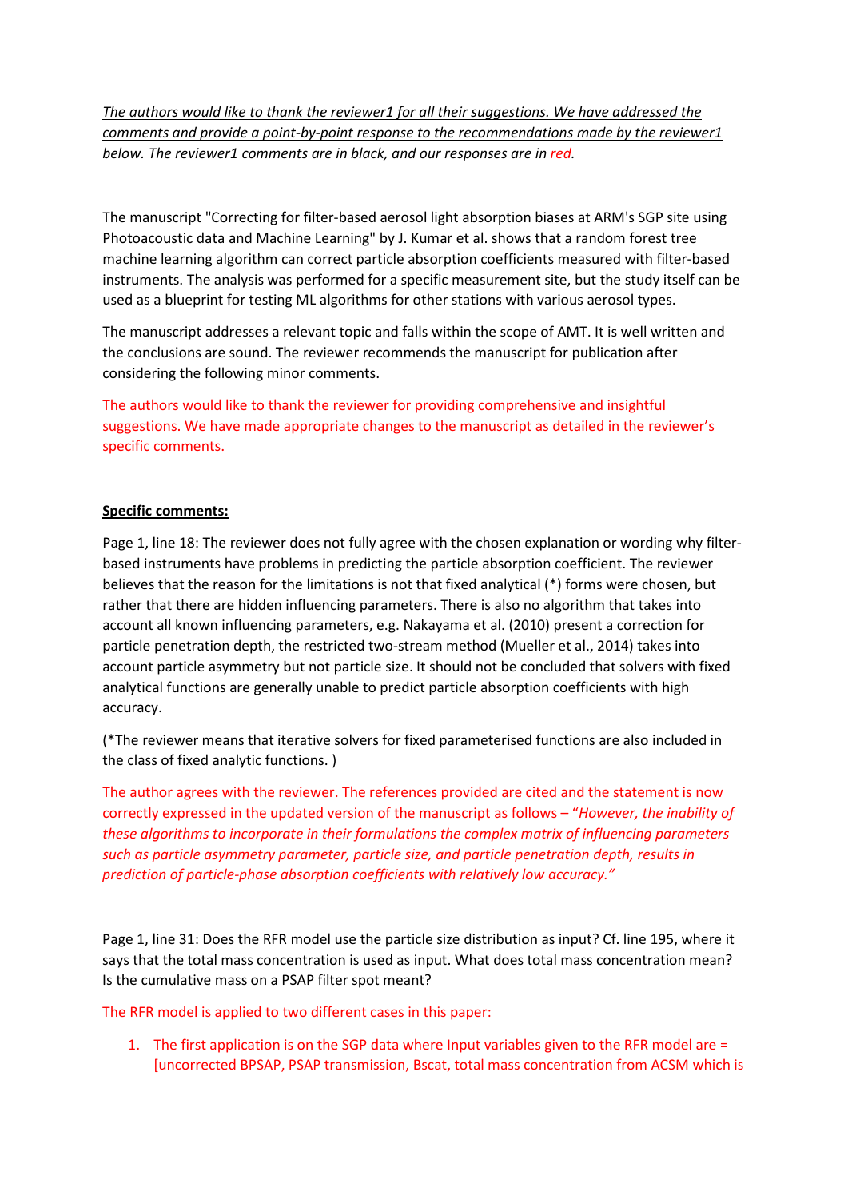*The authors would like to thank the reviewer1 for all their suggestions. We have addressed the comments and provide a point-by-point response to the recommendations made by the reviewer1 below. The reviewer1 comments are in black, and our responses are in red.*

The manuscript "Correcting for filter-based aerosol light absorption biases at ARM's SGP site using Photoacoustic data and Machine Learning" by J. Kumar et al. shows that a random forest tree machine learning algorithm can correct particle absorption coefficients measured with filter-based instruments. The analysis was performed for a specific measurement site, but the study itself can be used as a blueprint for testing ML algorithms for other stations with various aerosol types.

The manuscript addresses a relevant topic and falls within the scope of AMT. It is well written and the conclusions are sound. The reviewer recommends the manuscript for publication after considering the following minor comments.

The authors would like to thank the reviewer for providing comprehensive and insightful suggestions. We have made appropriate changes to the manuscript as detailed in the reviewer's specific comments.

**Specific comments:**

Page 1, line 18: The reviewer does not fully agree with the chosen explanation or wording why filter-based instruments have problems in predicting the particle absorption coefficient. The reviewer believes that the reason for the limitations is not that fixed analytical (*) forms were chosen, but rather that there are hidden influencing parameters. There is also no algorithm that takes into account all known influencing parameters, e.g. Nakayama et al. (2010) present a correction for particle penetration depth, the restricted two-stream method (Mueller et al., 2014) takes into account particle asymmetry but not particle size. It should not be concluded that solvers with fixed analytical functions are generally unable to predict particle absorption coefficients with high accuracy.

(*The reviewer means that iterative solvers for fixed parameterised functions are also included in the class of fixed analytic functions. )

The author agrees with the reviewer. The references provided are cited and the statement is now correctly expressed in the updated version of the manuscript as follows – "*However, the inability of these algorithms to incorporate in their formulations the complex matrix of influencing parameters such as particle asymmetry parameter, particle size, and particle penetration depth, results in prediction of particle-phase absorption coefficients with relatively low accuracy.*"

Page 1, line 31: Does the RFR model use the particle size distribution as input? Cf. line 195, where it says that the total mass concentration is used as input. What does total mass concentration mean? Is the cumulative mass on a PSAP filter spot meant?

The RFR model is applied to two different cases in this paper:

1. The first application is on the SGP data where Input variables given to the RFR model are = [uncorrected BPSAP, PSAP transmission, Bscat, total mass concentration from ACSM which is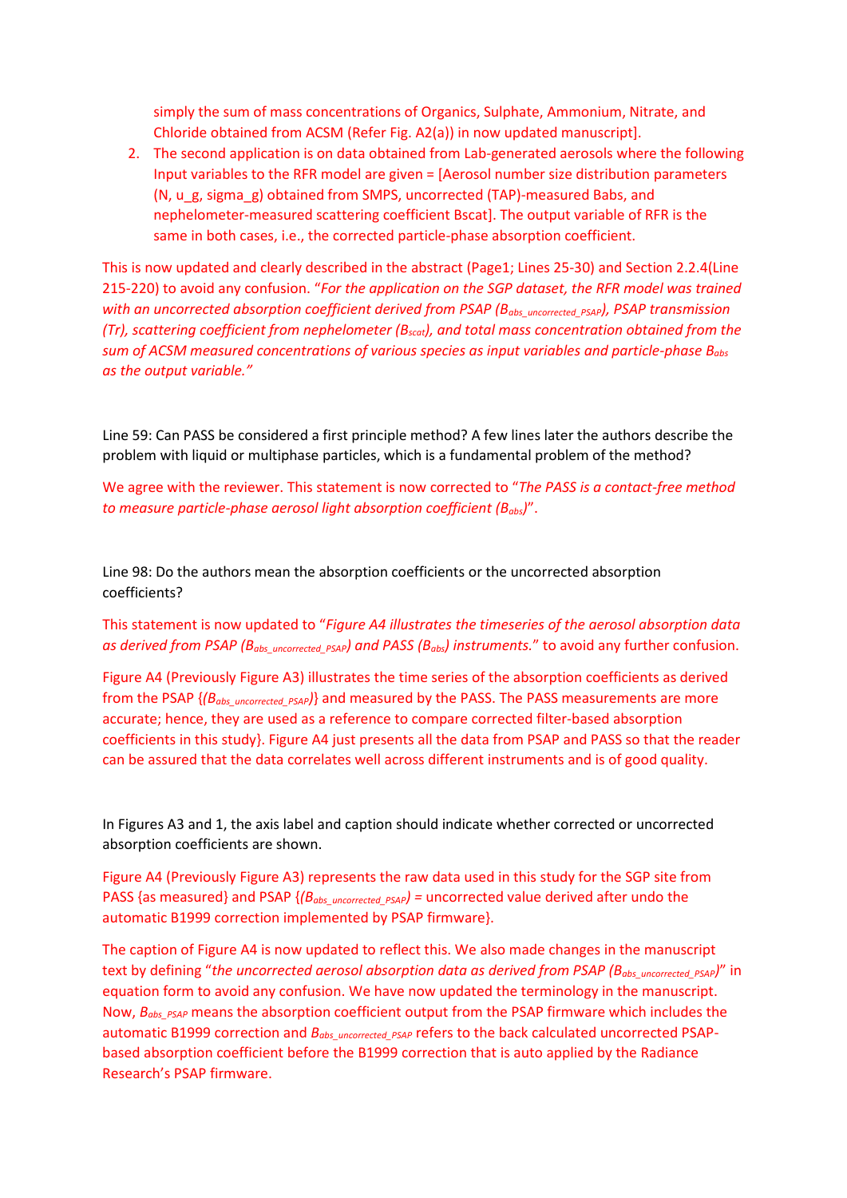simply the sum of mass concentrations of Organics, Sulphate, Ammonium, Nitrate, and Chloride obtained from ACSM (Refer Fig. A2(a)) in now updated manuscript].

2. The second application is on data obtained from Lab-generated aerosols where the following Input variables to the RFR model are given = [Aerosol number size distribution parameters (N, u_g, sigma_g) obtained from SMPS, uncorrected (TAP)-measured Babs, and nephelometer-measured scattering coefficient Bscat]. The output variable of RFR is the same in both cases, i.e., the corrected particle-phase absorption coefficient.

This is now updated and clearly described in the abstract (Page1; Lines 25-30) and Section 2.2.4(Line 215-220) to avoid any confusion. "*For the application on the SGP dataset, the RFR model was trained with an uncorrected absorption coefficient derived from PSAP ($B_{abs\_uncorrected\_PSAP}$), PSAP transmission (Tr), scattering coefficient from nephelometer ($B_{scat}$), and total mass concentration obtained from the sum of ACSM measured concentrations of various species as input variables and particle-phase $B_{abs}$ as the output variable.*"

Line 59: Can PASS be considered a first principle method? A few lines later the authors describe the problem with liquid or multiphase particles, which is a fundamental problem of the method?

We agree with the reviewer. This statement is now corrected to "*The PASS is a contact-free method to measure particle-phase aerosol light absorption coefficient ($B_{abs}$)*".

Line 98: Do the authors mean the absorption coefficients or the uncorrected absorption coefficients?

This statement is now updated to "*Figure A4 illustrates the timeseries of the aerosol absorption data as derived from PSAP ($B_{abs\_uncorrected\_PSAP}$) and PASS ($B_{abs}$) instruments.*" to avoid any further confusion.

Figure A4 (Previously Figure A3) illustrates the time series of the absorption coefficients as derived from the PSAP {*($B_{abs\_uncorrected\_PSAP}$)*} and measured by the PASS. The PASS measurements are more accurate; hence, they are used as a reference to compare corrected filter-based absorption coefficients in this study}. Figure A4 just presents all the data from PSAP and PASS so that the reader can be assured that the data correlates well across different instruments and is of good quality.

In Figures A3 and 1, the axis label and caption should indicate whether corrected or uncorrected absorption coefficients are shown.

Figure A4 (Previously Figure A3) represents the raw data used in this study for the SGP site from PASS {as measured} and PSAP {*($B_{abs\_uncorrected\_PSAP}$)* = uncorrected value derived after undo the automatic B1999 correction implemented by PSAP firmware}.

The caption of Figure A4 is now updated to reflect this. We also made changes in the manuscript text by defining "*the uncorrected aerosol absorption data as derived from PSAP ($B_{abs\_uncorrected\_PSAP}$)*" in equation form to avoid any confusion. We have now updated the terminology in the manuscript. Now, $B_{abs\_PSAP}$ means the absorption coefficient output from the PSAP firmware which includes the automatic B1999 correction and $B_{abs\_uncorrected\_PSAP}$ refers to the back calculated uncorrected PSAP-based absorption coefficient before the B1999 correction that is auto applied by the Radiance Research's PSAP firmware.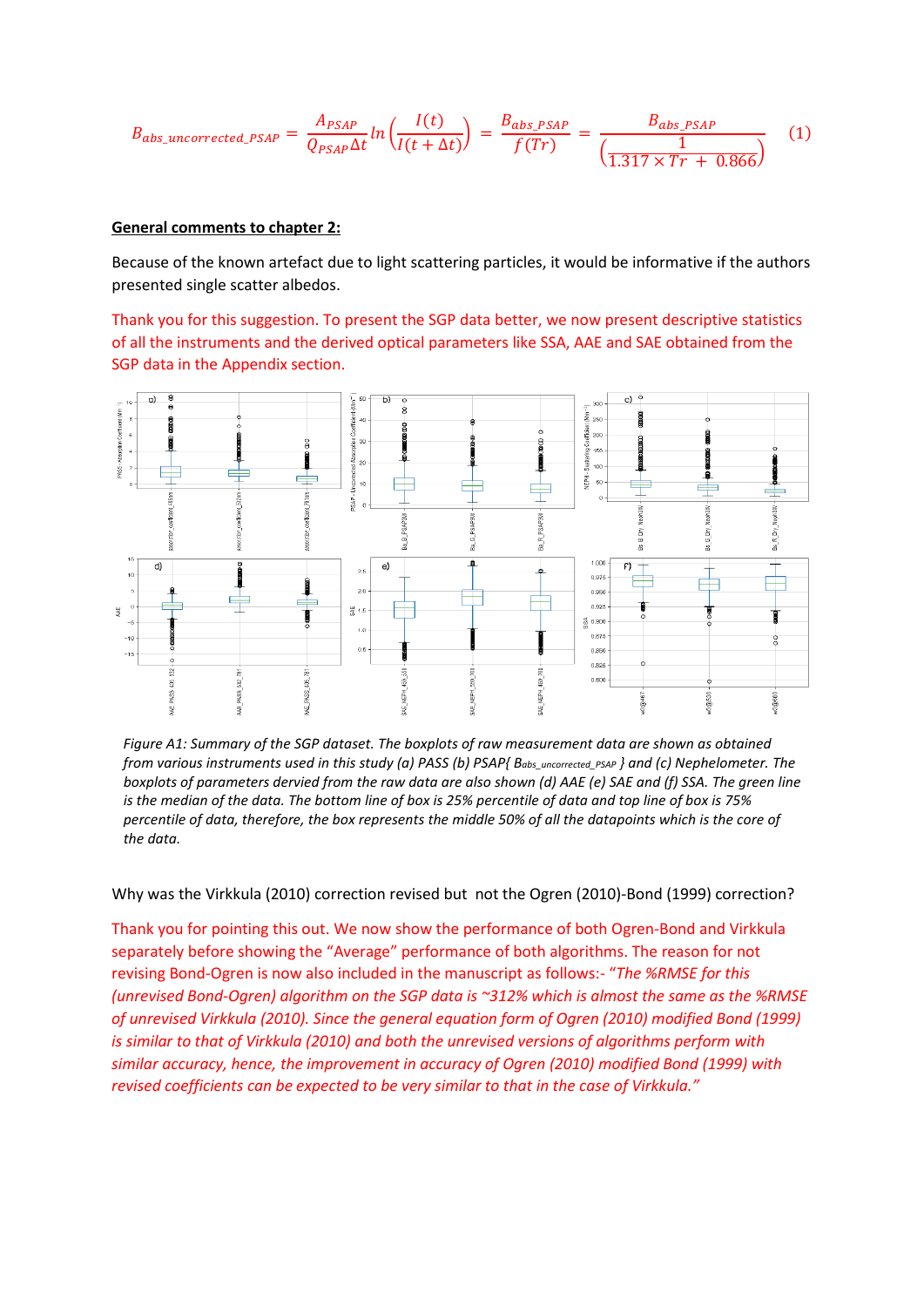$$B_{abs\_uncorrected\_PSAP} = \frac{A_{PSAP}}{Q_{PSAP}\Delta t} ln\left(\frac{I(t)}{I(t+\Delta t)}\right) = \frac{B_{abs\_PSAP}}{f(Tr)} = \frac{B_{abs\_PSAP}}{\left(\frac{1}{1.317 \times Tr \ + \ 0.866}\right)} \quad (1)$$

**General comments to chapter 2:**

Because of the known artefact due to light scattering particles, it would be informative if the authors presented single scatter albedos.

Thank you for this suggestion. To present the SGP data better, we now present descriptive statistics of all the instruments and the derived optical parameters like SSA, AAE and SAE obtained from the SGP data in the Appendix section.

*Figure A1: Summary of the SGP dataset. The boxplots of raw measurement data are shown as obtained from various instruments used in this study (a) PASS (b) PSAP{ $B_{abs\_uncorrected\_PSAP}$ } and (c) Nephelometer. The boxplots of parameters dervied from the raw data are also shown (d) AAE (e) SAE and (f) SSA. The green line is the median of the data. The bottom line of box is 25% percentile of data and top line of box is 75% percentile of data, therefore, the box represents the middle 50% of all the datapoints which is the core of the data.*

Why was the Virkkula (2010) correction revised but not the Ogren (2010)-Bond (1999) correction?

Thank you for pointing this out. We now show the performance of both Ogren-Bond and Virkkula separately before showing the "Average" performance of both algorithms. The reason for not revising Bond-Ogren is now also included in the manuscript as follows:- "*The %RMSE for this (unrevised Bond-Ogren) algorithm on the SGP data is ~312% which is almost the same as the %RMSE of unrevised Virkkula (2010). Since the general equation form of Ogren (2010) modified Bond (1999) is similar to that of Virkkula (2010) and both the unrevised versions of algorithms perform with similar accuracy, hence, the improvement in accuracy of Ogren (2010) modified Bond (1999) with revised coefficients can be expected to be very similar to that in the case of Virkkula.*"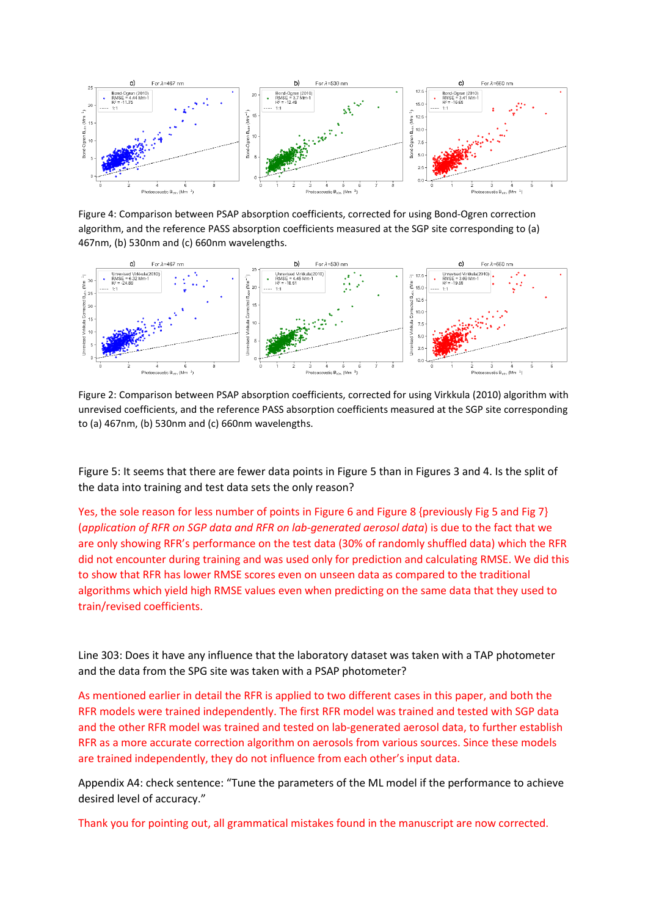Figure 4: Comparison between PSAP absorption coefficients, corrected for using Bond-Ogren correction algorithm, and the reference PASS absorption coefficients measured at the SGP site corresponding to (a) 467nm, (b) 530nm and (c) 660nm wavelengths.

Figure 2: Comparison between PSAP absorption coefficients, corrected for using Virkkula (2010) algorithm with unrevised coefficients, and the reference PASS absorption coefficients measured at the SGP site corresponding to (a) 467nm, (b) 530nm and (c) 660nm wavelengths.

Figure 5: It seems that there are fewer data points in Figure 5 than in Figures 3 and 4. Is the split of the data into training and test data sets the only reason?

Yes, the sole reason for less number of points in Figure 6 and Figure 8 {previously Fig 5 and Fig 7} (*application of RFR on SGP data and RFR on lab-generated aerosol data*) is due to the fact that we are only showing RFR's performance on the test data (30% of randomly shuffled data) which the RFR did not encounter during training and was used only for prediction and calculating RMSE. We did this to show that RFR has lower RMSE scores even on unseen data as compared to the traditional algorithms which yield high RMSE values even when predicting on the same data that they used to train/revised coefficients.

Line 303: Does it have any influence that the laboratory dataset was taken with a TAP photometer and the data from the SPG site was taken with a PSAP photometer?

As mentioned earlier in detail the RFR is applied to two different cases in this paper, and both the RFR models were trained independently. The first RFR model was trained and tested with SGP data and the other RFR model was trained and tested on lab-generated aerosol data, to further establish RFR as a more accurate correction algorithm on aerosols from various sources. Since these models are trained independently, they do not influence from each other's input data.

Appendix A4: check sentence: "Tune the parameters of the ML model if the performance to achieve desired level of accuracy."

Thank you for pointing out, all grammatical mistakes found in the manuscript are now corrected.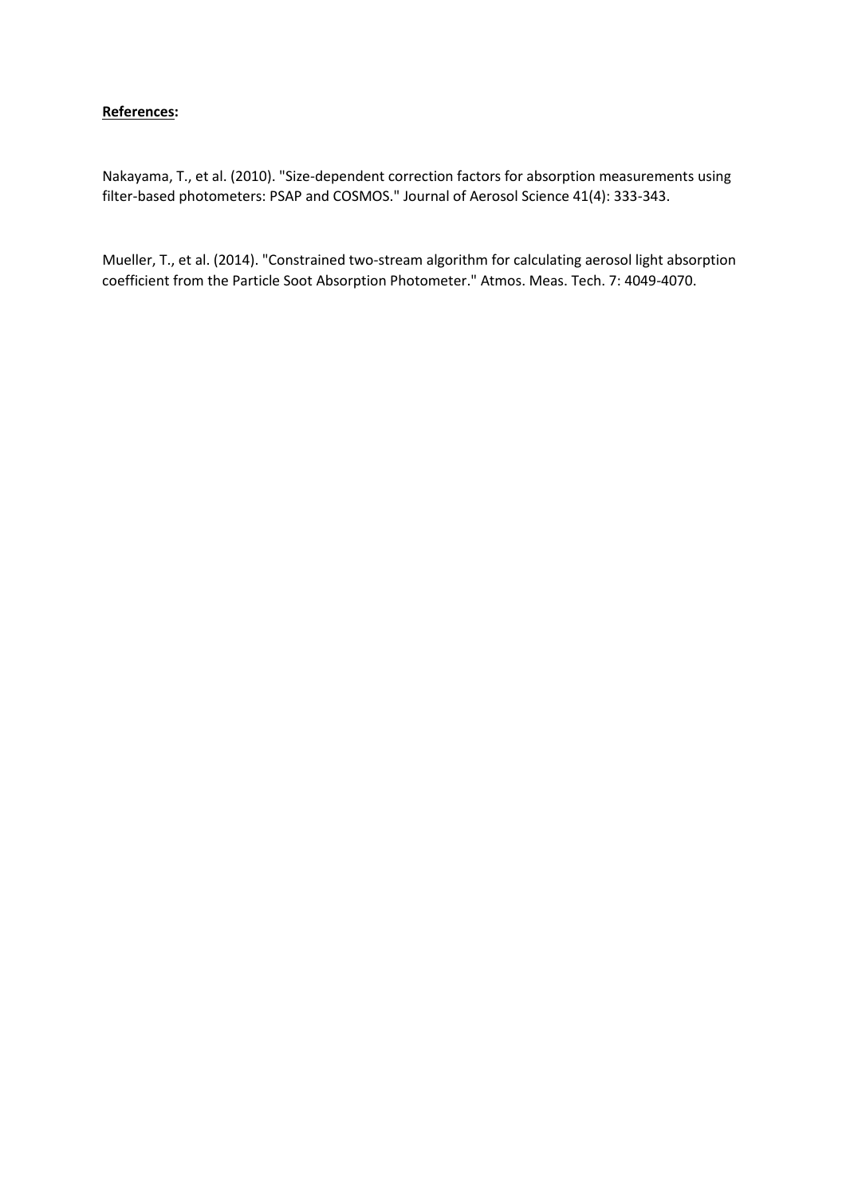**References:**

Nakayama, T., et al. (2010). "Size-dependent correction factors for absorption measurements using filter-based photometers: PSAP and COSMOS." Journal of Aerosol Science 41(4): 333-343.

Mueller, T., et al. (2014). "Constrained two-stream algorithm for calculating aerosol light absorption coefficient from the Particle Soot Absorption Photometer." Atmos. Meas. Tech. 7: 4049-4070.